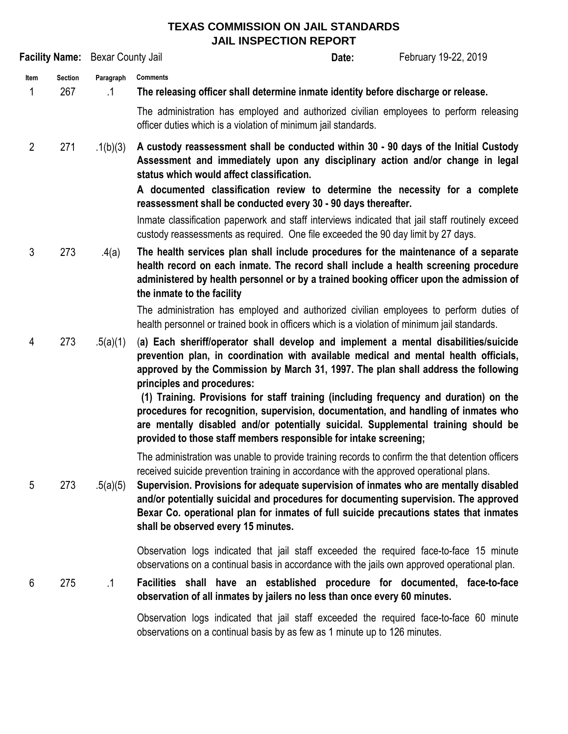# TEXAS COMMISSION ON JAIL STANDARDS
## JAIL INSPECTION REPORT

**Facility Name:** Bexar County Jail **Date:** February 19-22, 2019

| Item | Section | Paragraph | Comments |
|---|---|---|---|
| 1 | 267 | .1 | **The releasing officer shall determine inmate identity before discharge or release.**<br><br>The administration has employed and authorized civilian employees to perform releasing officer duties which is a violation of minimum jail standards. |
| 2 | 271 | .1(b)(3) | **A custody reassessment shall be conducted within 30 - 90 days of the Initial Custody Assessment and immediately upon any disciplinary action and/or change in legal status which would affect classification.**<br>**A documented classification review to determine the necessity for a complete reassessment shall be conducted every 30 - 90 days thereafter.**<br><br>Inmate classification paperwork and staff interviews indicated that jail staff routinely exceed custody reassessments as required. One file exceeded the 90 day limit by 27 days. |
| 3 | 273 | .4(a) | **The health services plan shall include procedures for the maintenance of a separate health record on each inmate. The record shall include a health screening procedure administered by health personnel or by a trained booking officer upon the admission of the inmate to the facility**<br><br>The administration has employed and authorized civilian employees to perform duties of health personnel or trained book in officers which is a violation of minimum jail standards. |
| 4 | 273 | .5(a)(1) | (**a) Each sheriff/operator shall develop and implement a mental disabilities/suicide prevention plan, in coordination with available medical and mental health officials, approved by the Commission by March 31, 1997. The plan shall address the following principles and procedures:**<br>**(1) Training. Provisions for staff training (including frequency and duration) on the procedures for recognition, supervision, documentation, and handling of inmates who are mentally disabled and/or potentially suicidal. Supplemental training should be provided to those staff members responsible for intake screening;**<br><br>The administration was unable to provide training records to confirm the that detention officers received suicide prevention training in accordance with the approved operational plans. |
| 5 | 273 | .5(a)(5) | **Supervision. Provisions for adequate supervision of inmates who are mentally disabled and/or potentially suicidal and procedures for documenting supervision. The approved Bexar Co. operational plan for inmates of full suicide precautions states that inmates shall be observed every 15 minutes.**<br><br>Observation logs indicated that jail staff exceeded the required face-to-face 15 minute observations on a continual basis in accordance with the jails own approved operational plan. |
| 6 | 275 | .1 | **Facilities shall have an established procedure for documented, face-to-face observation of all inmates by jailers no less than once every 60 minutes.**<br><br>Observation logs indicated that jail staff exceeded the required face-to-face 60 minute observations on a continual basis by as few as 1 minute up to 126 minutes. |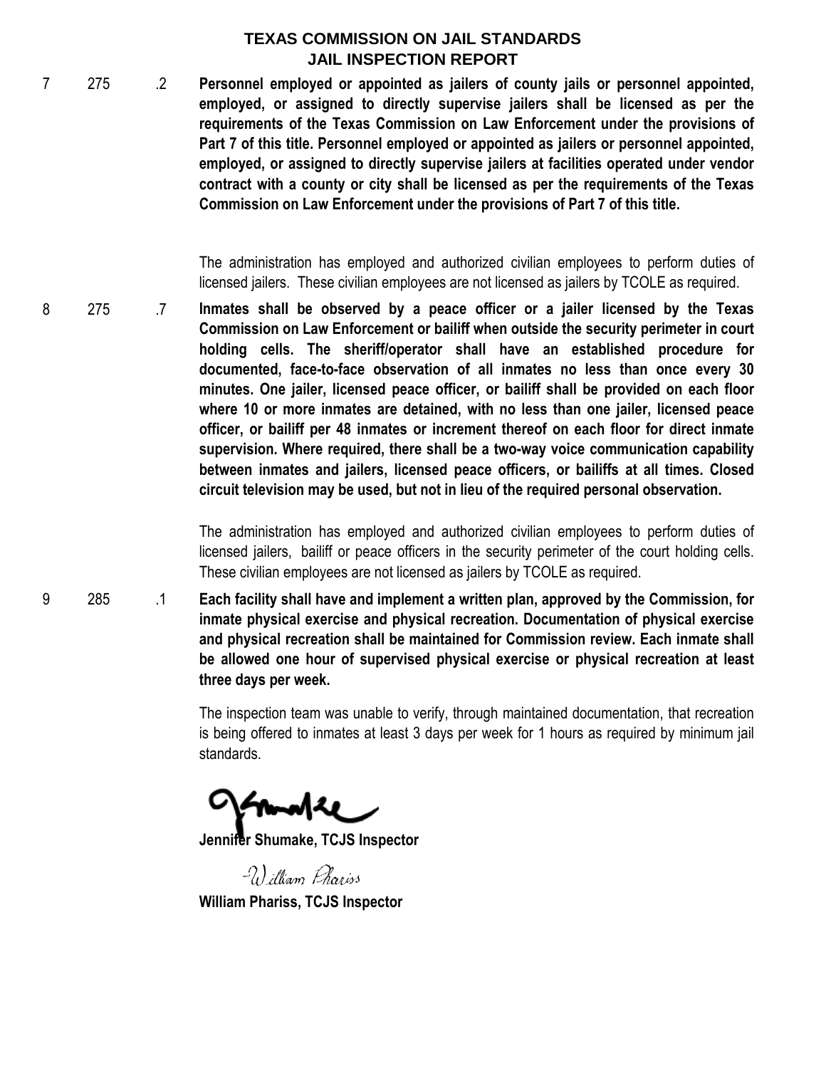**TEXAS COMMISSION ON JAIL STANDARDS**
**JAIL INSPECTION REPORT**

7 275 .2 **Personnel employed or appointed as jailers of county jails or personnel appointed, employed, or assigned to directly supervise jailers shall be licensed as per the requirements of the Texas Commission on Law Enforcement under the provisions of Part 7 of this title. Personnel employed or appointed as jailers or personnel appointed, employed, or assigned to directly supervise jailers at facilities operated under vendor contract with a county or city shall be licensed as per the requirements of the Texas Commission on Law Enforcement under the provisions of Part 7 of this title.**

The administration has employed and authorized civilian employees to perform duties of licensed jailers. These civilian employees are not licensed as jailers by TCOLE as required.

8 275 .7 **Inmates shall be observed by a peace officer or a jailer licensed by the Texas Commission on Law Enforcement or bailiff when outside the security perimeter in court holding cells. The sheriff/operator shall have an established procedure for documented, face-to-face observation of all inmates no less than once every 30 minutes. One jailer, licensed peace officer, or bailiff shall be provided on each floor where 10 or more inmates are detained, with no less than one jailer, licensed peace officer, or bailiff per 48 inmates or increment thereof on each floor for direct inmate supervision. Where required, there shall be a two-way voice communication capability between inmates and jailers, licensed peace officers, or bailiffs at all times. Closed circuit television may be used, but not in lieu of the required personal observation.**

The administration has employed and authorized civilian employees to perform duties of licensed jailers, bailiff or peace officers in the security perimeter of the court holding cells. These civilian employees are not licensed as jailers by TCOLE as required.

9 285 .1 **Each facility shall have and implement a written plan, approved by the Commission, for inmate physical exercise and physical recreation. Documentation of physical exercise and physical recreation shall be maintained for Commission review. Each inmate shall be allowed one hour of supervised physical exercise or physical recreation at least three days per week.**

The inspection team was unable to verify, through maintained documentation, that recreation is being offered to inmates at least 3 days per week for 1 hours as required by minimum jail standards.

**Jennifer Shumake, TCJS Inspector**

**William Phariss, TCJS Inspector**